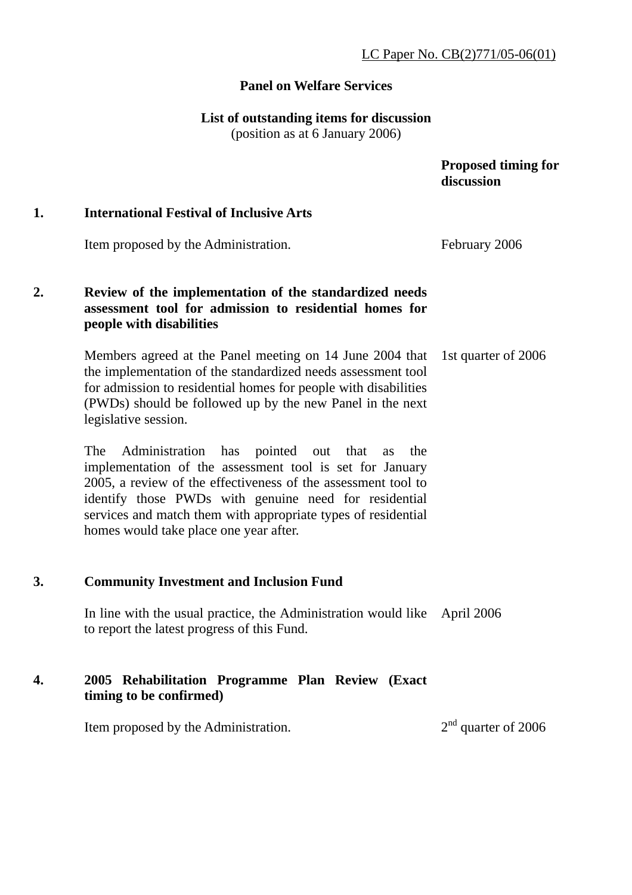LC Paper No. CB(2)771/05-06(01)

**Panel on Welfare Services**

**List of outstanding items for discussion**
(position as at 6 January 2006)

| | | Proposed timing for discussion |
|---|---|---|
| **1.** | **International Festival of Inclusive Arts** | |
| | Item proposed by the Administration. | February 2006 |
| **2.** | **Review of the implementation of the standardized needs assessment tool for admission to residential homes for people with disabilities** | |
| | Members agreed at the Panel meeting on 14 June 2004 that the implementation of the standardized needs assessment tool for admission to residential homes for people with disabilities (PWDs) should be followed up by the new Panel in the next legislative session. | 1st quarter of 2006 |
| | The Administration has pointed out that as the implementation of the assessment tool is set for January 2005, a review of the effectiveness of the assessment tool to identify those PWDs with genuine need for residential services and match them with appropriate types of residential homes would take place one year after. | |
| **3.** | **Community Investment and Inclusion Fund** | |
| | In line with the usual practice, the Administration would like to report the latest progress of this Fund. | April 2006 |
| **4.** | **2005 Rehabilitation Programme Plan Review (Exact timing to be confirmed)** | |
| | Item proposed by the Administration. | 2nd quarter of 2006 |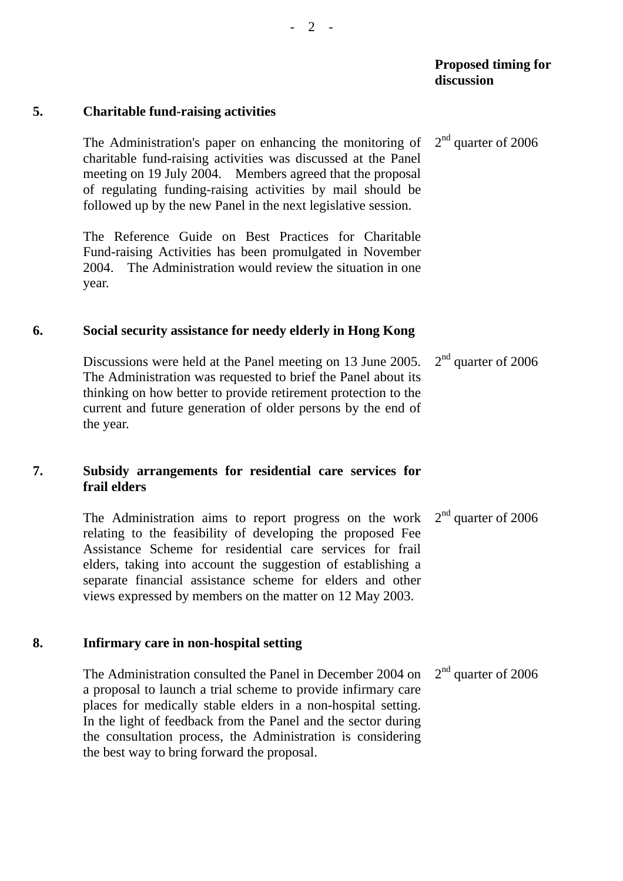**Proposed timing for discussion**

**5. Charitable fund-raising activities**

The Administration's paper on enhancing the monitoring of charitable fund-raising activities was discussed at the Panel meeting on 19 July 2004. Members agreed that the proposal of regulating funding-raising activities by mail should be followed up by the new Panel in the next legislative session. — 2nd quarter of 2006

The Reference Guide on Best Practices for Charitable Fund-raising Activities has been promulgated in November 2004. The Administration would review the situation in one year.

**6. Social security assistance for needy elderly in Hong Kong**

Discussions were held at the Panel meeting on 13 June 2005. The Administration was requested to brief the Panel about its thinking on how better to provide retirement protection to the current and future generation of older persons by the end of the year. — 2nd quarter of 2006

**7. Subsidy arrangements for residential care services for frail elders**

The Administration aims to report progress on the work relating to the feasibility of developing the proposed Fee Assistance Scheme for residential care services for frail elders, taking into account the suggestion of establishing a separate financial assistance scheme for elders and other views expressed by members on the matter on 12 May 2003. — 2nd quarter of 2006

**8. Infirmary care in non-hospital setting**

The Administration consulted the Panel in December 2004 on a proposal to launch a trial scheme to provide infirmary care places for medically stable elders in a non-hospital setting. In the light of feedback from the Panel and the sector during the consultation process, the Administration is considering the best way to bring forward the proposal. — 2nd quarter of 2006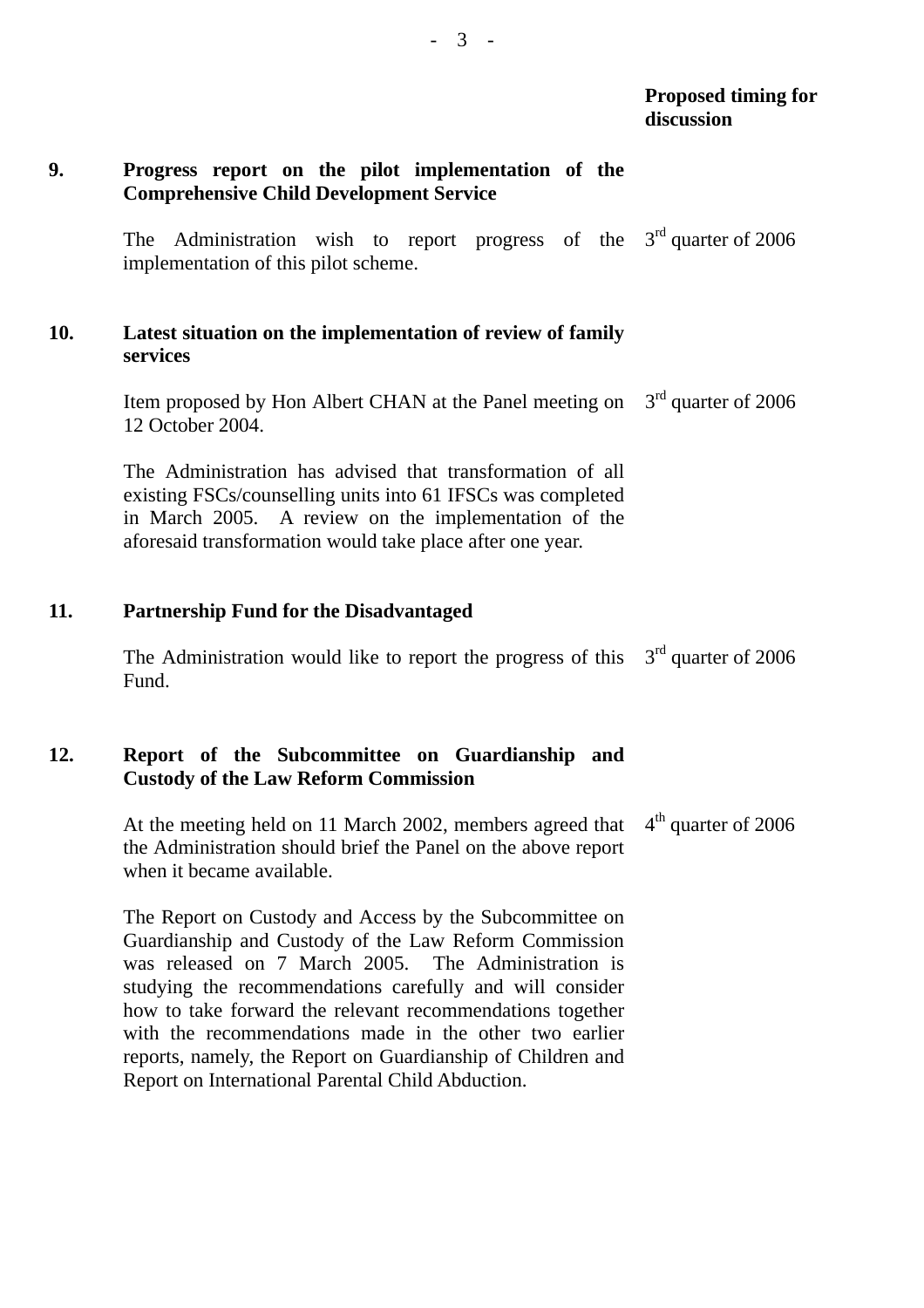**Proposed timing for discussion**

**9. Progress report on the pilot implementation of the Comprehensive Child Development Service**

The Administration wish to report progress of the implementation of this pilot scheme. — 3rd quarter of 2006

**10. Latest situation on the implementation of review of family services**

Item proposed by Hon Albert CHAN at the Panel meeting on 12 October 2004. — 3rd quarter of 2006

The Administration has advised that transformation of all existing FSCs/counselling units into 61 IFSCs was completed in March 2005. A review on the implementation of the aforesaid transformation would take place after one year.

**11. Partnership Fund for the Disadvantaged**

The Administration would like to report the progress of this Fund. — 3rd quarter of 2006

**12. Report of the Subcommittee on Guardianship and Custody of the Law Reform Commission**

At the meeting held on 11 March 2002, members agreed that the Administration should brief the Panel on the above report when it became available. — 4th quarter of 2006

The Report on Custody and Access by the Subcommittee on Guardianship and Custody of the Law Reform Commission was released on 7 March 2005. The Administration is studying the recommendations carefully and will consider how to take forward the relevant recommendations together with the recommendations made in the other two earlier reports, namely, the Report on Guardianship of Children and Report on International Parental Child Abduction.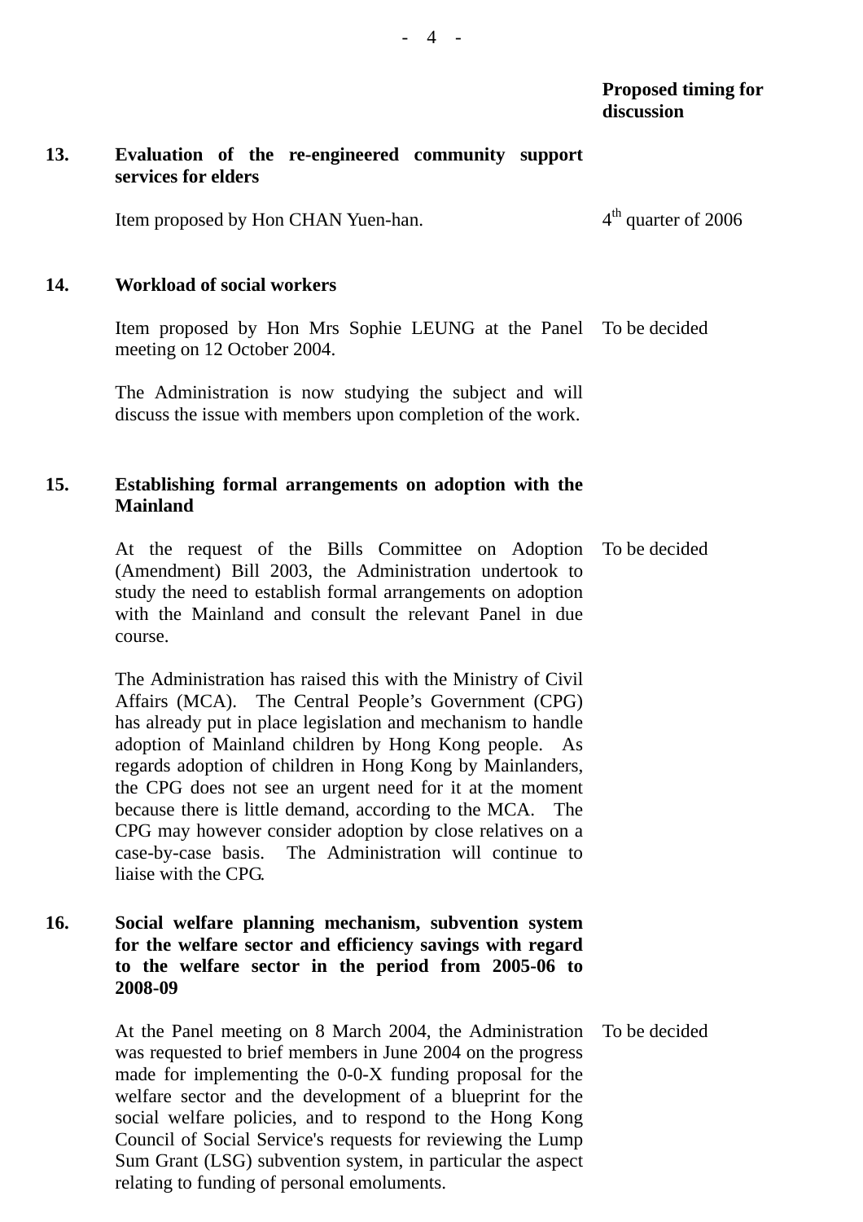**Proposed timing for discussion**

**13. Evaluation of the re-engineered community support services for elders**

Item proposed by Hon CHAN Yuen-han. — 4th quarter of 2006

**14. Workload of social workers**

Item proposed by Hon Mrs Sophie LEUNG at the Panel meeting on 12 October 2004. — To be decided

The Administration is now studying the subject and will discuss the issue with members upon completion of the work.

**15. Establishing formal arrangements on adoption with the Mainland**

At the request of the Bills Committee on Adoption (Amendment) Bill 2003, the Administration undertook to study the need to establish formal arrangements on adoption with the Mainland and consult the relevant Panel in due course. — To be decided

The Administration has raised this with the Ministry of Civil Affairs (MCA). The Central People's Government (CPG) has already put in place legislation and mechanism to handle adoption of Mainland children by Hong Kong people. As regards adoption of children in Hong Kong by Mainlanders, the CPG does not see an urgent need for it at the moment because there is little demand, according to the MCA. The CPG may however consider adoption by close relatives on a case-by-case basis. The Administration will continue to liaise with the CPG.

**16. Social welfare planning mechanism, subvention system for the welfare sector and efficiency savings with regard to the welfare sector in the period from 2005-06 to 2008-09**

At the Panel meeting on 8 March 2004, the Administration was requested to brief members in June 2004 on the progress made for implementing the 0-0-X funding proposal for the welfare sector and the development of a blueprint for the social welfare policies, and to respond to the Hong Kong Council of Social Service's requests for reviewing the Lump Sum Grant (LSG) subvention system, in particular the aspect relating to funding of personal emoluments. — To be decided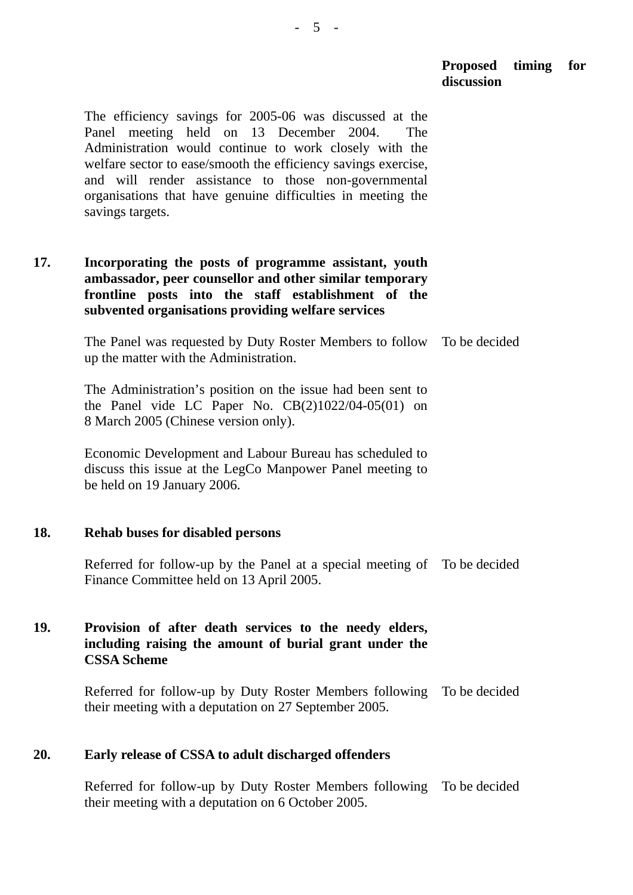| | | Proposed timing for discussion |
|---|---|---|
| | The efficiency savings for 2005-06 was discussed at the Panel meeting held on 13 December 2004. The Administration would continue to work closely with the welfare sector to ease/smooth the efficiency savings exercise, and will render assistance to those non-governmental organisations that have genuine difficulties in meeting the savings targets. | |
| **17.** | **Incorporating the posts of programme assistant, youth ambassador, peer counsellor and other similar temporary frontline posts into the staff establishment of the subvented organisations providing welfare services** | |
| | The Panel was requested by Duty Roster Members to follow up the matter with the Administration. | To be decided |
| | The Administration's position on the issue had been sent to the Panel vide LC Paper No. CB(2)1022/04-05(01) on 8 March 2005 (Chinese version only). | |
| | Economic Development and Labour Bureau has scheduled to discuss this issue at the LegCo Manpower Panel meeting to be held on 19 January 2006. | |
| **18.** | **Rehab buses for disabled persons** | |
| | Referred for follow-up by the Panel at a special meeting of Finance Committee held on 13 April 2005. | To be decided |
| **19.** | **Provision of after death services to the needy elders, including raising the amount of burial grant under the CSSA Scheme** | |
| | Referred for follow-up by Duty Roster Members following their meeting with a deputation on 27 September 2005. | To be decided |
| **20.** | **Early release of CSSA to adult discharged offenders** | |
| | Referred for follow-up by Duty Roster Members following their meeting with a deputation on 6 October 2005. | To be decided |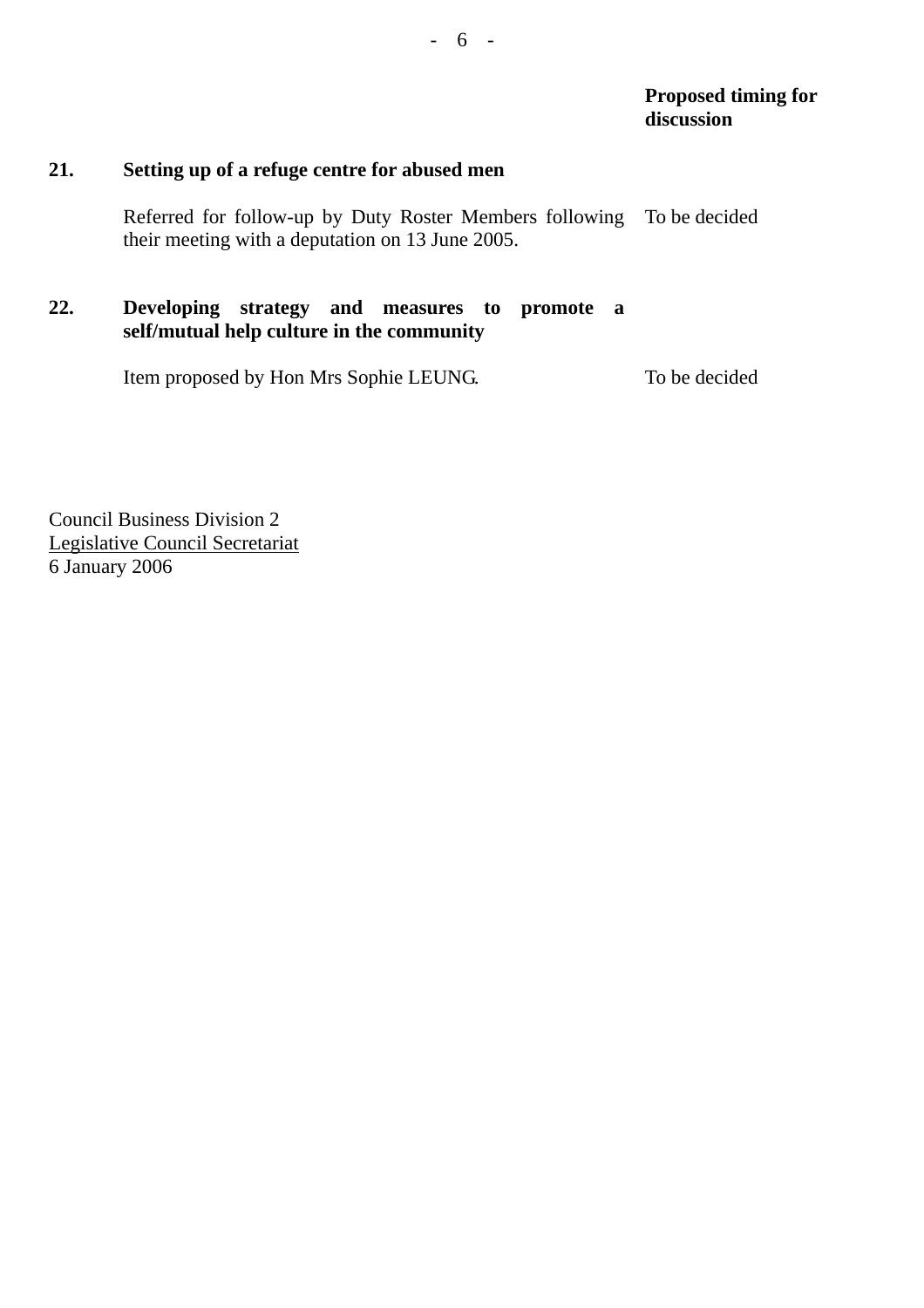| | | Proposed timing for discussion |
|---|---|---|
| **21.** | **Setting up of a refuge centre for abused men** | |
| | Referred for follow-up by Duty Roster Members following their meeting with a deputation on 13 June 2005. | To be decided |
| **22.** | **Developing strategy and measures to promote a self/mutual help culture in the community** | |
| | Item proposed by Hon Mrs Sophie LEUNG. | To be decided |

Council Business Division 2
Legislative Council Secretariat
6 January 2006